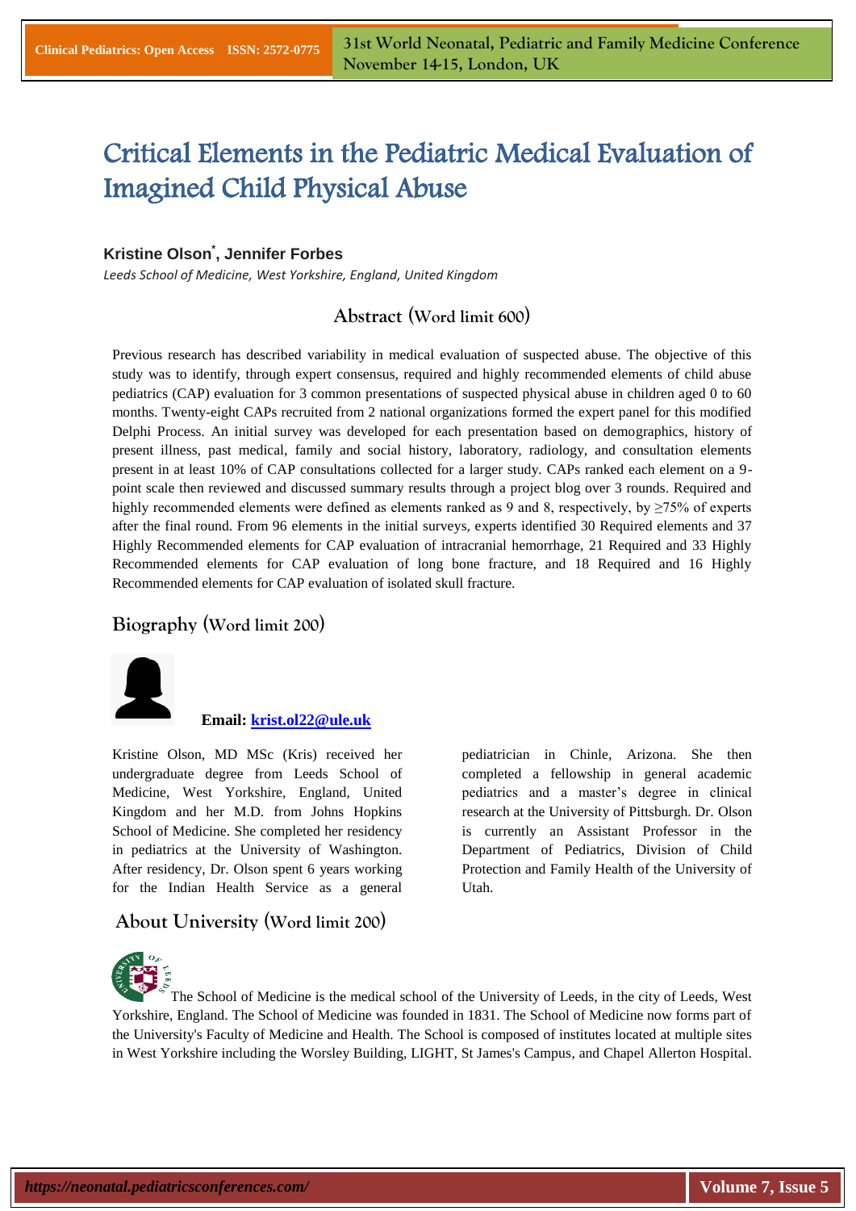# Critical Elements in the Pediatric Medical Evaluation of Imagined Child Physical Abuse

**Kristine Olson*, Jennifer Forbes**

*Leeds School of Medicine, West Yorkshire, England, United Kingdom*

## Abstract (Word limit 600)

Previous research has described variability in medical evaluation of suspected abuse. The objective of this study was to identify, through expert consensus, required and highly recommended elements of child abuse pediatrics (CAP) evaluation for 3 common presentations of suspected physical abuse in children aged 0 to 60 months. Twenty-eight CAPs recruited from 2 national organizations formed the expert panel for this modified Delphi Process. An initial survey was developed for each presentation based on demographics, history of present illness, past medical, family and social history, laboratory, radiology, and consultation elements present in at least 10% of CAP consultations collected for a larger study. CAPs ranked each element on a 9-point scale then reviewed and discussed summary results through a project blog over 3 rounds. Required and highly recommended elements were defined as elements ranked as 9 and 8, respectively, by ≥75% of experts after the final round. From 96 elements in the initial surveys, experts identified 30 Required elements and 37 Highly Recommended elements for CAP evaluation of intracranial hemorrhage, 21 Required and 33 Highly Recommended elements for CAP evaluation of long bone fracture, and 18 Required and 16 Highly Recommended elements for CAP evaluation of isolated skull fracture.

## Biography (Word limit 200)

**Email: krist.ol22@ule.uk**

Kristine Olson, MD MSc (Kris) received her undergraduate degree from Leeds School of Medicine, West Yorkshire, England, United Kingdom and her M.D. from Johns Hopkins School of Medicine. She completed her residency in pediatrics at the University of Washington. After residency, Dr. Olson spent 6 years working for the Indian Health Service as a general pediatrician in Chinle, Arizona. She then completed a fellowship in general academic pediatrics and a master's degree in clinical research at the University of Pittsburgh. Dr. Olson is currently an Assistant Professor in the Department of Pediatrics, Division of Child Protection and Family Health of the University of Utah.

## About University (Word limit 200)

The School of Medicine is the medical school of the University of Leeds, in the city of Leeds, West Yorkshire, England. The School of Medicine was founded in 1831. The School of Medicine now forms part of the University's Faculty of Medicine and Health. The School is composed of institutes located at multiple sites in West Yorkshire including the Worsley Building, LIGHT, St James's Campus, and Chapel Allerton Hospital.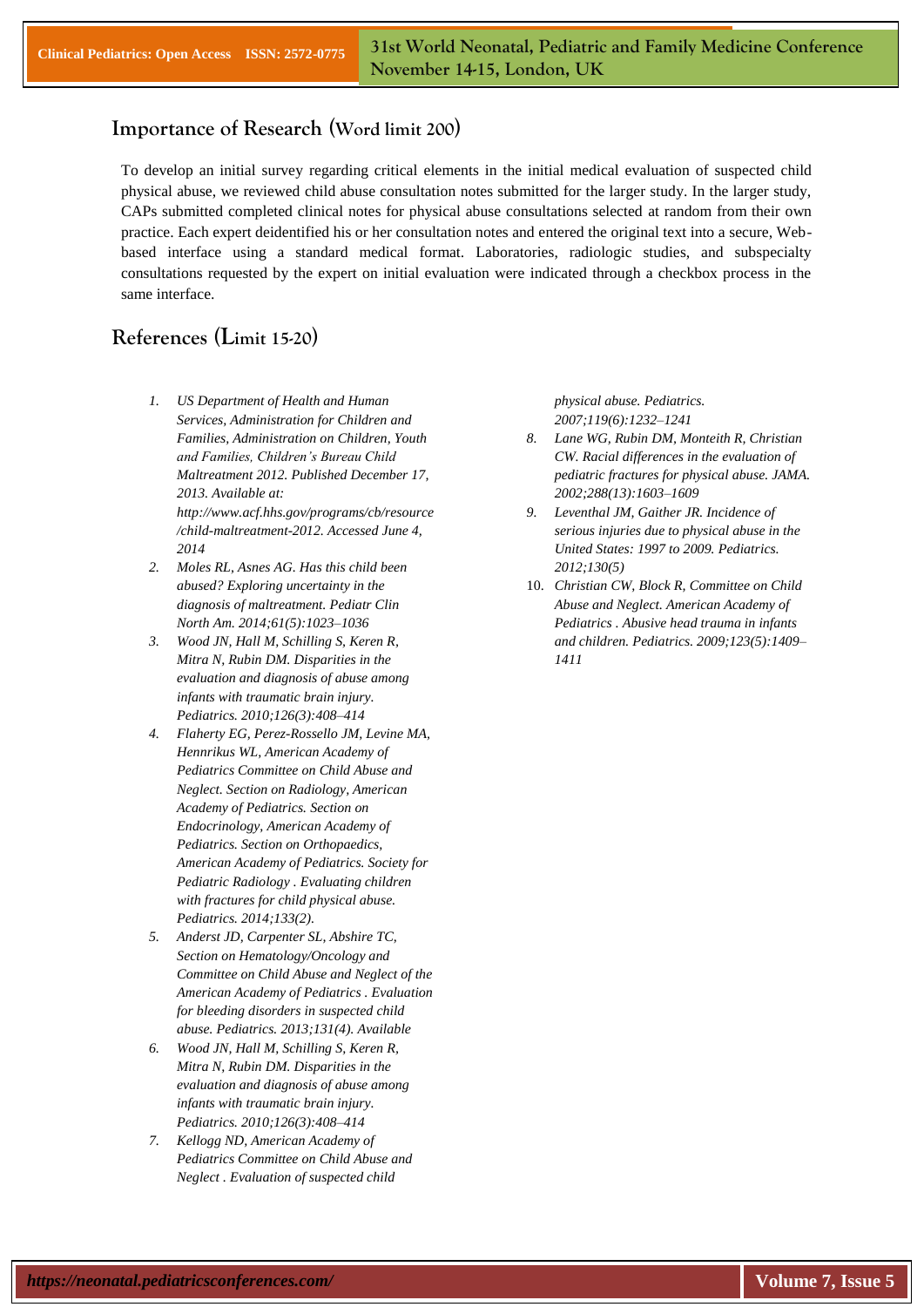## Importance of Research (Word limit 200)

To develop an initial survey regarding critical elements in the initial medical evaluation of suspected child physical abuse, we reviewed child abuse consultation notes submitted for the larger study. In the larger study, CAPs submitted completed clinical notes for physical abuse consultations selected at random from their own practice. Each expert deidentified his or her consultation notes and entered the original text into a secure, Web-based interface using a standard medical format. Laboratories, radiologic studies, and subspecialty consultations requested by the expert on initial evaluation were indicated through a checkbox process in the same interface.

## References (Limit 15-20)

1. *US Department of Health and Human Services, Administration for Children and Families, Administration on Children, Youth and Families, Children's Bureau Child Maltreatment 2012. Published December 17, 2013. Available at: http://www.acf.hhs.gov/programs/cb/resource/child-maltreatment-2012. Accessed June 4, 2014*
2. *Moles RL, Asnes AG. Has this child been abused? Exploring uncertainty in the diagnosis of maltreatment. Pediatr Clin North Am. 2014;61(5):1023–1036*
3. *Wood JN, Hall M, Schilling S, Keren R, Mitra N, Rubin DM. Disparities in the evaluation and diagnosis of abuse among infants with traumatic brain injury. Pediatrics. 2010;126(3):408–414*
4. *Flaherty EG, Perez-Rossello JM, Levine MA, Hennrikus WL, American Academy of Pediatrics Committee on Child Abuse and Neglect. Section on Radiology, American Academy of Pediatrics. Section on Endocrinology, American Academy of Pediatrics. Section on Orthopaedics, American Academy of Pediatrics. Society for Pediatric Radiology . Evaluating children with fractures for child physical abuse. Pediatrics. 2014;133(2).*
5. *Anderst JD, Carpenter SL, Abshire TC, Section on Hematology/Oncology and Committee on Child Abuse and Neglect of the American Academy of Pediatrics . Evaluation for bleeding disorders in suspected child abuse. Pediatrics. 2013;131(4). Available*
6. *Wood JN, Hall M, Schilling S, Keren R, Mitra N, Rubin DM. Disparities in the evaluation and diagnosis of abuse among infants with traumatic brain injury. Pediatrics. 2010;126(3):408–414*
7. *Kellogg ND, American Academy of Pediatrics Committee on Child Abuse and Neglect . Evaluation of suspected child physical abuse. Pediatrics. 2007;119(6):1232–1241*
8. *Lane WG, Rubin DM, Monteith R, Christian CW. Racial differences in the evaluation of pediatric fractures for physical abuse. JAMA. 2002;288(13):1603–1609*
9. *Leventhal JM, Gaither JR. Incidence of serious injuries due to physical abuse in the United States: 1997 to 2009. Pediatrics. 2012;130(5)*
10. *Christian CW, Block R, Committee on Child Abuse and Neglect. American Academy of Pediatrics . Abusive head trauma in infants and children. Pediatrics. 2009;123(5):1409–1411*